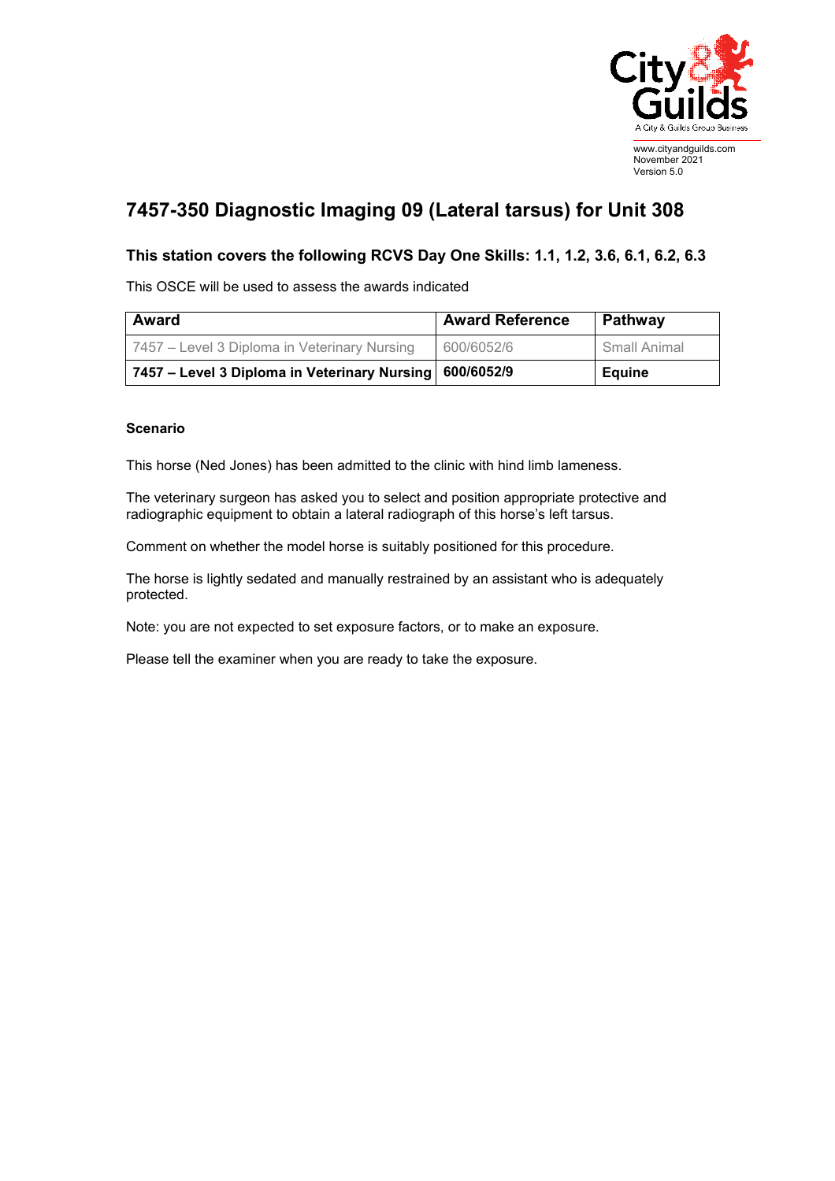www.cityandguilds.com
November 2021
Version 5.0

# 7457-350 Diagnostic Imaging 09 (Lateral tarsus) for Unit 308

## This station covers the following RCVS Day One Skills: 1.1, 1.2, 3.6, 6.1, 6.2, 6.3

This OSCE will be used to assess the awards indicated

| Award | Award Reference | Pathway |
|---|---|---|
| 7457 – Level 3 Diploma in Veterinary Nursing | 600/6052/6 | Small Animal |
| **7457 – Level 3 Diploma in Veterinary Nursing** | **600/6052/9** | **Equine** |

### Scenario

This horse (Ned Jones) has been admitted to the clinic with hind limb lameness.

The veterinary surgeon has asked you to select and position appropriate protective and radiographic equipment to obtain a lateral radiograph of this horse's left tarsus.

Comment on whether the model horse is suitably positioned for this procedure.

The horse is lightly sedated and manually restrained by an assistant who is adequately protected.

Note: you are not expected to set exposure factors, or to make an exposure.

Please tell the examiner when you are ready to take the exposure.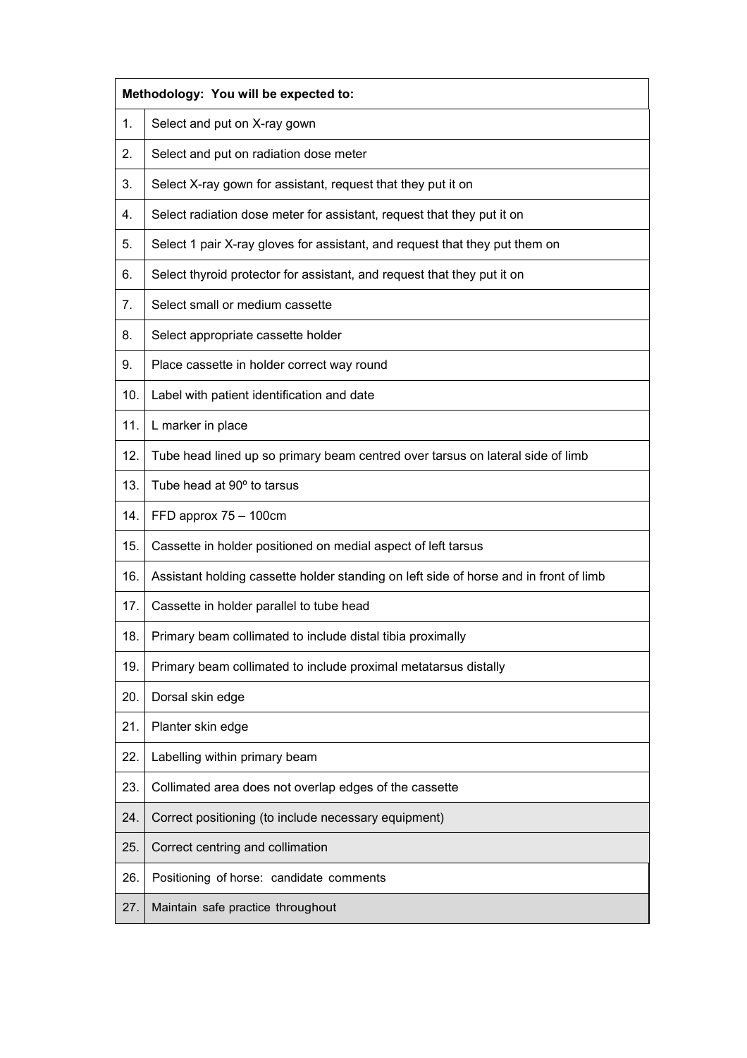| Methodology: You will be expected to: | |
|---|---|
| 1. | Select and put on X-ray gown |
| 2. | Select and put on radiation dose meter |
| 3. | Select X-ray gown for assistant, request that they put it on |
| 4. | Select radiation dose meter for assistant, request that they put it on |
| 5. | Select 1 pair X-ray gloves for assistant, and request that they put them on |
| 6. | Select thyroid protector for assistant, and request that they put it on |
| 7. | Select small or medium cassette |
| 8. | Select appropriate cassette holder |
| 9. | Place cassette in holder correct way round |
| 10. | Label with patient identification and date |
| 11. | L marker in place |
| 12. | Tube head lined up so primary beam centred over tarsus on lateral side of limb |
| 13. | Tube head at 90º to tarsus |
| 14. | FFD approx 75 – 100cm |
| 15. | Cassette in holder positioned on medial aspect of left tarsus |
| 16. | Assistant holding cassette holder standing on left side of horse and in front of limb |
| 17. | Cassette in holder parallel to tube head |
| 18. | Primary beam collimated to include distal tibia proximally |
| 19. | Primary beam collimated to include proximal metatarsus distally |
| 20. | Dorsal skin edge |
| 21. | Planter skin edge |
| 22. | Labelling within primary beam |
| 23. | Collimated area does not overlap edges of the cassette |
| 24. | Correct positioning (to include necessary equipment) |
| 25. | Correct centring and collimation |
| 26. | Positioning of horse: candidate comments |
| 27. | Maintain safe practice throughout |